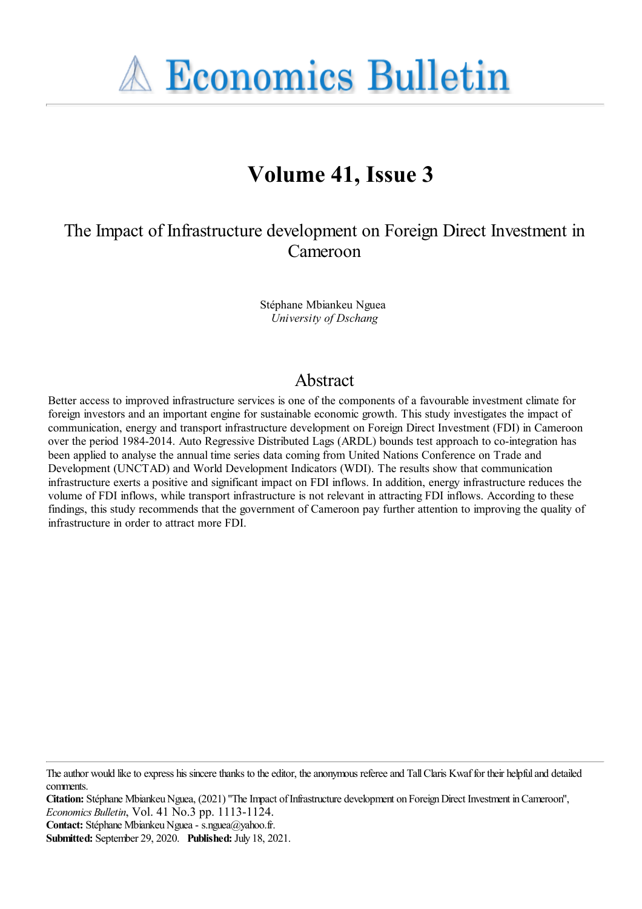# Economics Bulletin

## Volume 41, Issue 3

# The Impact of Infrastructure development on Foreign Direct Investment in Cameroon

Stéphane Mbiankeu Nguea
*University of Dschang*

## Abstract

Better access to improved infrastructure services is one of the components of a favourable investment climate for foreign investors and an important engine for sustainable economic growth. This study investigates the impact of communication, energy and transport infrastructure development on Foreign Direct Investment (FDI) in Cameroon over the period 1984-2014. Auto Regressive Distributed Lags (ARDL) bounds test approach to co-integration has been applied to analyse the annual time series data coming from United Nations Conference on Trade and Development (UNCTAD) and World Development Indicators (WDI). The results show that communication infrastructure exerts a positive and significant impact on FDI inflows. In addition, energy infrastructure reduces the volume of FDI inflows, while transport infrastructure is not relevant in attracting FDI inflows. According to these findings, this study recommends that the government of Cameroon pay further attention to improving the quality of infrastructure in order to attract more FDI.

---

The author would like to express his sincere thanks to the editor, the anonymous referee and Tall Claris Kwaf for their helpful and detailed comments.

**Citation:** Stéphane Mbiankeu Nguea, (2021) "The Impact of Infrastructure development on Foreign Direct Investment in Cameroon", *Economics Bulletin*, Vol. 41 No.3 pp. 1113-1124.

**Contact:** Stéphane Mbiankeu Nguea - s.nguea@yahoo.fr.

**Submitted:** September 29, 2020. **Published:** July 18, 2021.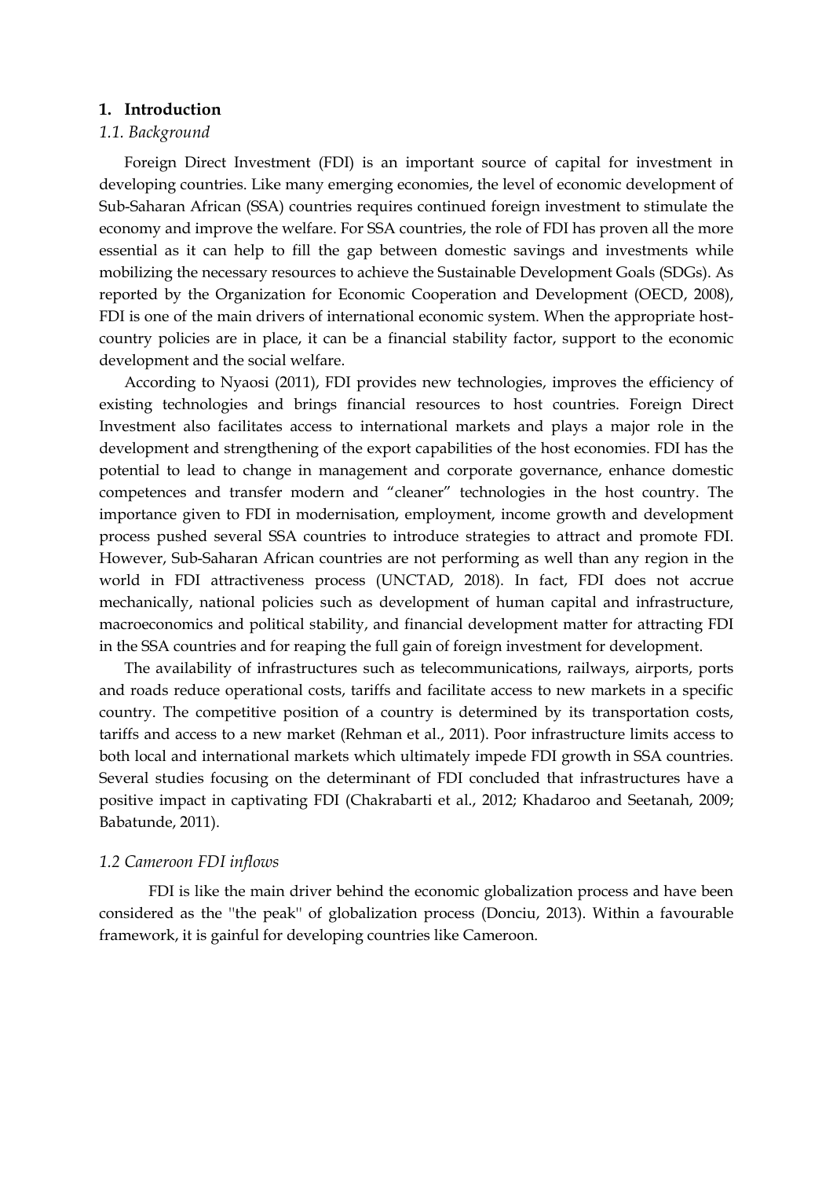# 1. Introduction

## *1.1. Background*

Foreign Direct Investment (FDI) is an important source of capital for investment in developing countries. Like many emerging economies, the level of economic development of Sub-Saharan African (SSA) countries requires continued foreign investment to stimulate the economy and improve the welfare. For SSA countries, the role of FDI has proven all the more essential as it can help to fill the gap between domestic savings and investments while mobilizing the necessary resources to achieve the Sustainable Development Goals (SDGs). As reported by the Organization for Economic Cooperation and Development (OECD, 2008), FDI is one of the main drivers of international economic system. When the appropriate host-country policies are in place, it can be a financial stability factor, support to the economic development and the social welfare.

According to Nyaosi (2011), FDI provides new technologies, improves the efficiency of existing technologies and brings financial resources to host countries. Foreign Direct Investment also facilitates access to international markets and plays a major role in the development and strengthening of the export capabilities of the host economies. FDI has the potential to lead to change in management and corporate governance, enhance domestic competences and transfer modern and "cleaner" technologies in the host country. The importance given to FDI in modernisation, employment, income growth and development process pushed several SSA countries to introduce strategies to attract and promote FDI. However, Sub-Saharan African countries are not performing as well than any region in the world in FDI attractiveness process (UNCTAD, 2018). In fact, FDI does not accrue mechanically, national policies such as development of human capital and infrastructure, macroeconomics and political stability, and financial development matter for attracting FDI in the SSA countries and for reaping the full gain of foreign investment for development.

The availability of infrastructures such as telecommunications, railways, airports, ports and roads reduce operational costs, tariffs and facilitate access to new markets in a specific country. The competitive position of a country is determined by its transportation costs, tariffs and access to a new market (Rehman et al., 2011). Poor infrastructure limits access to both local and international markets which ultimately impede FDI growth in SSA countries. Several studies focusing on the determinant of FDI concluded that infrastructures have a positive impact in captivating FDI (Chakrabarti et al., 2012; Khadaroo and Seetanah, 2009; Babatunde, 2011).

## *1.2 Cameroon FDI inflows*

FDI is like the main driver behind the economic globalization process and have been considered as the ''the peak'' of globalization process (Donciu, 2013). Within a favourable framework, it is gainful for developing countries like Cameroon.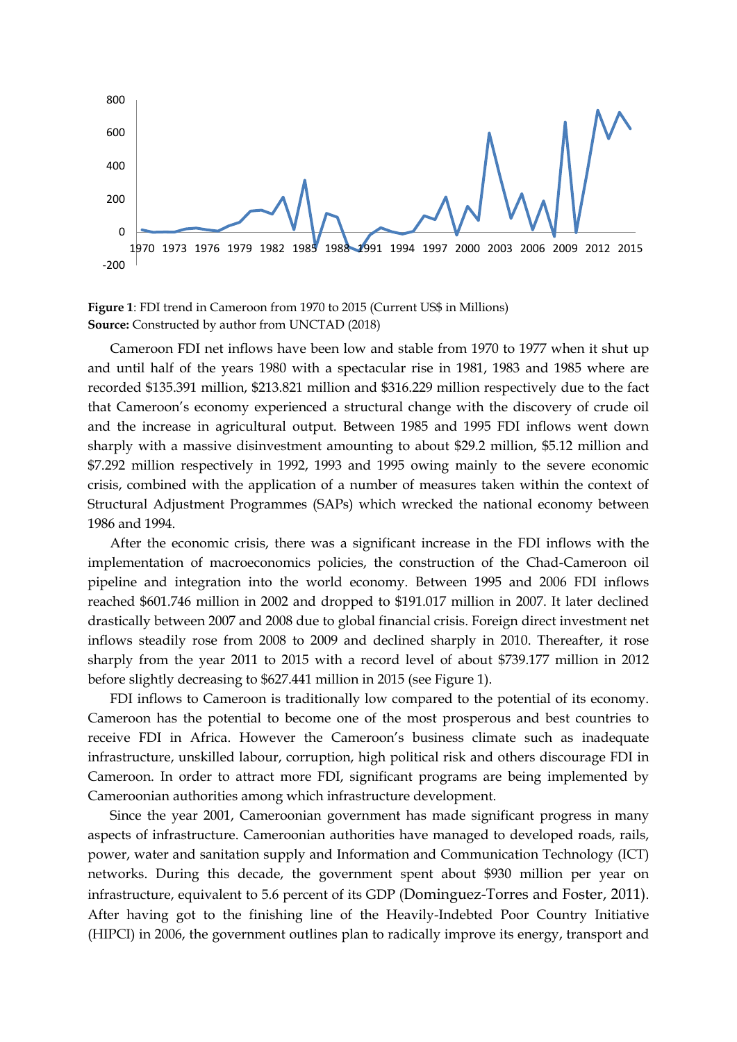**Figure 1**: FDI trend in Cameroon from 1970 to 2015 (Current US$ in Millions)
**Source:** Constructed by author from UNCTAD (2018)

Cameroon FDI net inflows have been low and stable from 1970 to 1977 when it shut up and until half of the years 1980 with a spectacular rise in 1981, 1983 and 1985 where are recorded $135.391 million, $213.821 million and $316.229 million respectively due to the fact that Cameroon's economy experienced a structural change with the discovery of crude oil and the increase in agricultural output. Between 1985 and 1995 FDI inflows went down sharply with a massive disinvestment amounting to about $29.2 million, $5.12 million and $7.292 million respectively in 1992, 1993 and 1995 owing mainly to the severe economic crisis, combined with the application of a number of measures taken within the context of Structural Adjustment Programmes (SAPs) which wrecked the national economy between 1986 and 1994.

After the economic crisis, there was a significant increase in the FDI inflows with the implementation of macroeconomics policies, the construction of the Chad-Cameroon oil pipeline and integration into the world economy. Between 1995 and 2006 FDI inflows reached $601.746 million in 2002 and dropped to $191.017 million in 2007. It later declined drastically between 2007 and 2008 due to global financial crisis. Foreign direct investment net inflows steadily rose from 2008 to 2009 and declined sharply in 2010. Thereafter, it rose sharply from the year 2011 to 2015 with a record level of about $739.177 million in 2012 before slightly decreasing to $627.441 million in 2015 (see Figure 1).

FDI inflows to Cameroon is traditionally low compared to the potential of its economy. Cameroon has the potential to become one of the most prosperous and best countries to receive FDI in Africa. However the Cameroon's business climate such as inadequate infrastructure, unskilled labour, corruption, high political risk and others discourage FDI in Cameroon. In order to attract more FDI, significant programs are being implemented by Cameroonian authorities among which infrastructure development.

Since the year 2001, Cameroonian government has made significant progress in many aspects of infrastructure. Cameroonian authorities have managed to developed roads, rails, power, water and sanitation supply and Information and Communication Technology (ICT) networks. During this decade, the government spent about $930 million per year on infrastructure, equivalent to 5.6 percent of its GDP (Dominguez-Torres and Foster, 2011). After having got to the finishing line of the Heavily-Indebted Poor Country Initiative (HIPCI) in 2006, the government outlines plan to radically improve its energy, transport and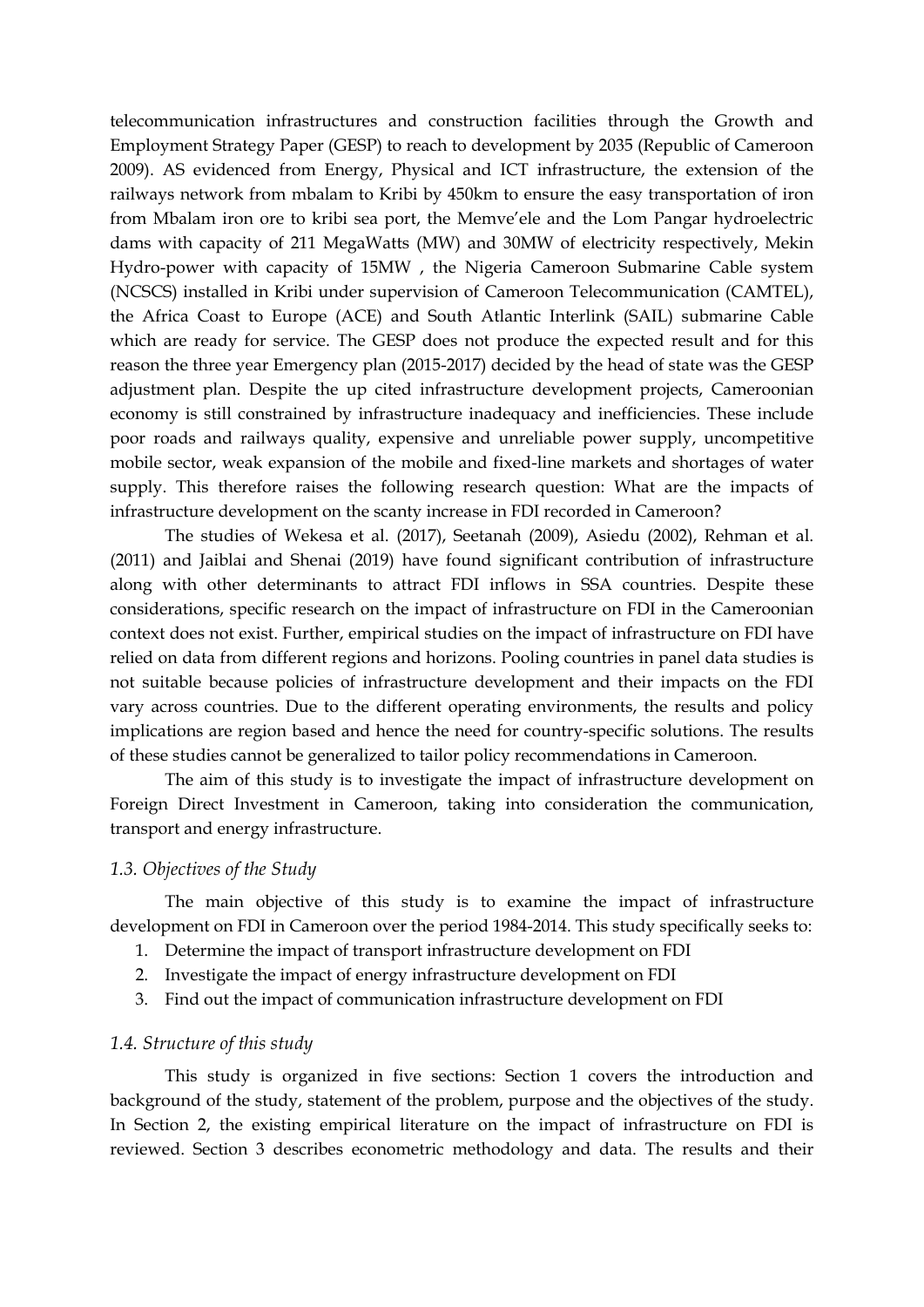telecommunication infrastructures and construction facilities through the Growth and Employment Strategy Paper (GESP) to reach to development by 2035 (Republic of Cameroon 2009). AS evidenced from Energy, Physical and ICT infrastructure, the extension of the railways network from mbalam to Kribi by 450km to ensure the easy transportation of iron from Mbalam iron ore to kribi sea port, the Memve'ele and the Lom Pangar hydroelectric dams with capacity of 211 MegaWatts (MW) and 30MW of electricity respectively, Mekin Hydro-power with capacity of 15MW , the Nigeria Cameroon Submarine Cable system (NCSCS) installed in Kribi under supervision of Cameroon Telecommunication (CAMTEL), the Africa Coast to Europe (ACE) and South Atlantic Interlink (SAIL) submarine Cable which are ready for service. The GESP does not produce the expected result and for this reason the three year Emergency plan (2015-2017) decided by the head of state was the GESP adjustment plan. Despite the up cited infrastructure development projects, Cameroonian economy is still constrained by infrastructure inadequacy and inefficiencies. These include poor roads and railways quality, expensive and unreliable power supply, uncompetitive mobile sector, weak expansion of the mobile and fixed-line markets and shortages of water supply. This therefore raises the following research question: What are the impacts of infrastructure development on the scanty increase in FDI recorded in Cameroon?

The studies of Wekesa et al. (2017), Seetanah (2009), Asiedu (2002), Rehman et al. (2011) and Jaiblai and Shenai (2019) have found significant contribution of infrastructure along with other determinants to attract FDI inflows in SSA countries. Despite these considerations, specific research on the impact of infrastructure on FDI in the Cameroonian context does not exist. Further, empirical studies on the impact of infrastructure on FDI have relied on data from different regions and horizons. Pooling countries in panel data studies is not suitable because policies of infrastructure development and their impacts on the FDI vary across countries. Due to the different operating environments, the results and policy implications are region based and hence the need for country-specific solutions. The results of these studies cannot be generalized to tailor policy recommendations in Cameroon.

The aim of this study is to investigate the impact of infrastructure development on Foreign Direct Investment in Cameroon, taking into consideration the communication, transport and energy infrastructure.

### *1.3. Objectives of the Study*

The main objective of this study is to examine the impact of infrastructure development on FDI in Cameroon over the period 1984-2014. This study specifically seeks to:

1. Determine the impact of transport infrastructure development on FDI
2. Investigate the impact of energy infrastructure development on FDI
3. Find out the impact of communication infrastructure development on FDI

### *1.4. Structure of this study*

This study is organized in five sections: Section 1 covers the introduction and background of the study, statement of the problem, purpose and the objectives of the study. In Section 2, the existing empirical literature on the impact of infrastructure on FDI is reviewed. Section 3 describes econometric methodology and data. The results and their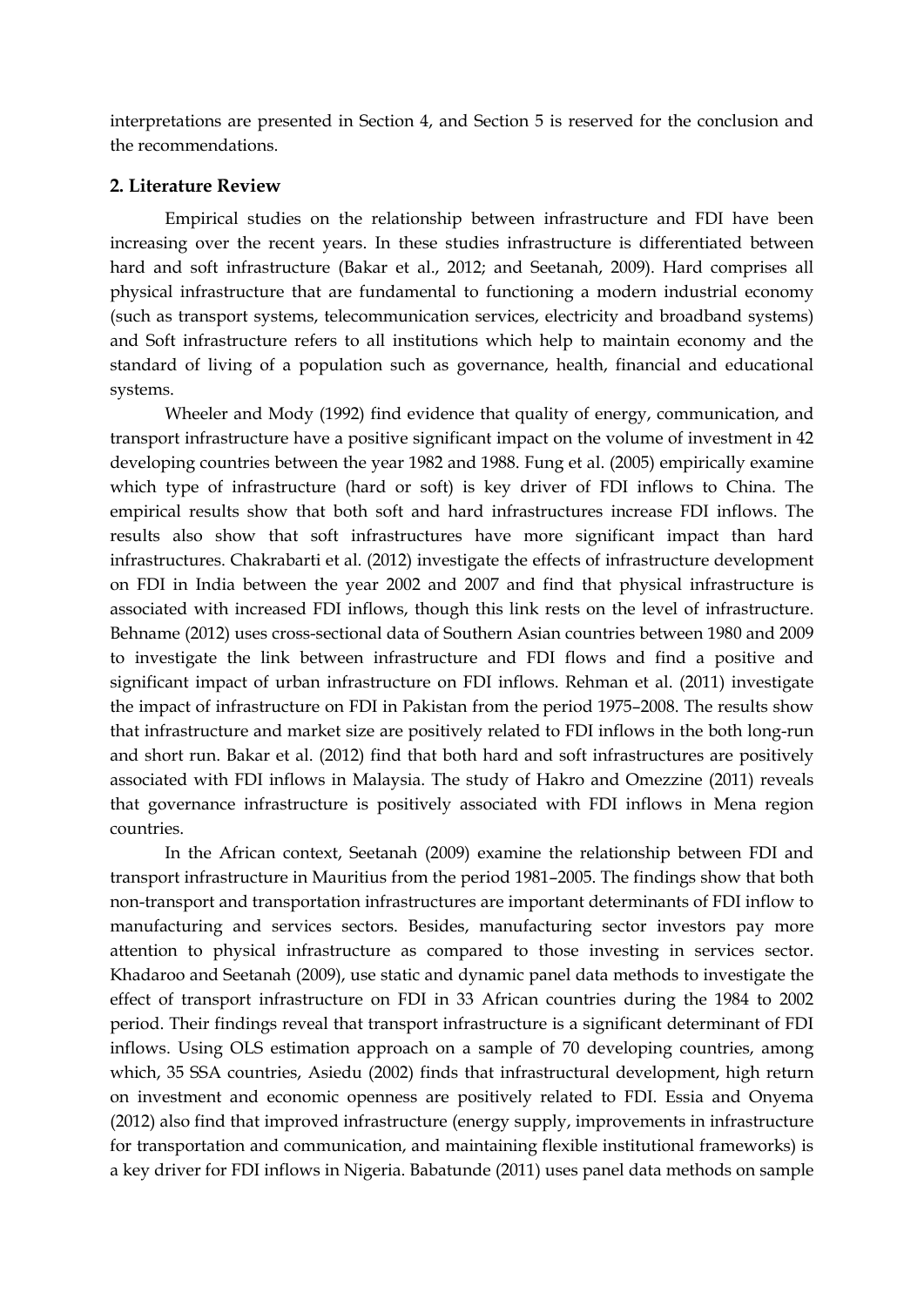interpretations are presented in Section 4, and Section 5 is reserved for the conclusion and the recommendations.

## 2. Literature Review

Empirical studies on the relationship between infrastructure and FDI have been increasing over the recent years. In these studies infrastructure is differentiated between hard and soft infrastructure (Bakar et al., 2012; and Seetanah, 2009). Hard comprises all physical infrastructure that are fundamental to functioning a modern industrial economy (such as transport systems, telecommunication services, electricity and broadband systems) and Soft infrastructure refers to all institutions which help to maintain economy and the standard of living of a population such as governance, health, financial and educational systems.

Wheeler and Mody (1992) find evidence that quality of energy, communication, and transport infrastructure have a positive significant impact on the volume of investment in 42 developing countries between the year 1982 and 1988. Fung et al. (2005) empirically examine which type of infrastructure (hard or soft) is key driver of FDI inflows to China. The empirical results show that both soft and hard infrastructures increase FDI inflows. The results also show that soft infrastructures have more significant impact than hard infrastructures. Chakrabarti et al. (2012) investigate the effects of infrastructure development on FDI in India between the year 2002 and 2007 and find that physical infrastructure is associated with increased FDI inflows, though this link rests on the level of infrastructure. Behname (2012) uses cross-sectional data of Southern Asian countries between 1980 and 2009 to investigate the link between infrastructure and FDI flows and find a positive and significant impact of urban infrastructure on FDI inflows. Rehman et al. (2011) investigate the impact of infrastructure on FDI in Pakistan from the period 1975–2008. The results show that infrastructure and market size are positively related to FDI inflows in the both long-run and short run. Bakar et al. (2012) find that both hard and soft infrastructures are positively associated with FDI inflows in Malaysia. The study of Hakro and Omezzine (2011) reveals that governance infrastructure is positively associated with FDI inflows in Mena region countries.

In the African context, Seetanah (2009) examine the relationship between FDI and transport infrastructure in Mauritius from the period 1981–2005. The findings show that both non-transport and transportation infrastructures are important determinants of FDI inflow to manufacturing and services sectors. Besides, manufacturing sector investors pay more attention to physical infrastructure as compared to those investing in services sector. Khadaroo and Seetanah (2009), use static and dynamic panel data methods to investigate the effect of transport infrastructure on FDI in 33 African countries during the 1984 to 2002 period. Their findings reveal that transport infrastructure is a significant determinant of FDI inflows. Using OLS estimation approach on a sample of 70 developing countries, among which, 35 SSA countries, Asiedu (2002) finds that infrastructural development, high return on investment and economic openness are positively related to FDI. Essia and Onyema (2012) also find that improved infrastructure (energy supply, improvements in infrastructure for transportation and communication, and maintaining flexible institutional frameworks) is a key driver for FDI inflows in Nigeria. Babatunde (2011) uses panel data methods on sample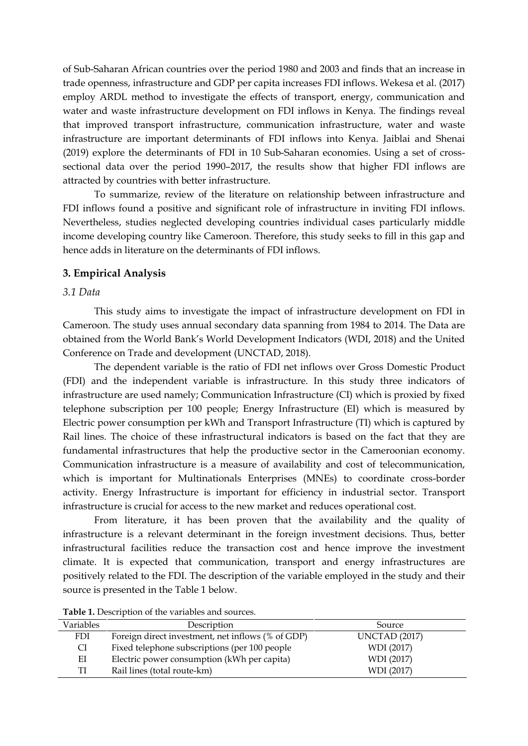of Sub-Saharan African countries over the period 1980 and 2003 and finds that an increase in trade openness, infrastructure and GDP per capita increases FDI inflows. Wekesa et al. (2017) employ ARDL method to investigate the effects of transport, energy, communication and water and waste infrastructure development on FDI inflows in Kenya. The findings reveal that improved transport infrastructure, communication infrastructure, water and waste infrastructure are important determinants of FDI inflows into Kenya. Jaiblai and Shenai (2019) explore the determinants of FDI in 10 Sub-Saharan economies. Using a set of cross-sectional data over the period 1990–2017, the results show that higher FDI inflows are attracted by countries with better infrastructure.

To summarize, review of the literature on relationship between infrastructure and FDI inflows found a positive and significant role of infrastructure in inviting FDI inflows. Nevertheless, studies neglected developing countries individual cases particularly middle income developing country like Cameroon. Therefore, this study seeks to fill in this gap and hence adds in literature on the determinants of FDI inflows.

## 3. Empirical Analysis

### *3.1 Data*

This study aims to investigate the impact of infrastructure development on FDI in Cameroon. The study uses annual secondary data spanning from 1984 to 2014. The Data are obtained from the World Bank's World Development Indicators (WDI, 2018) and the United Conference on Trade and development (UNCTAD, 2018).

The dependent variable is the ratio of FDI net inflows over Gross Domestic Product (FDI) and the independent variable is infrastructure. In this study three indicators of infrastructure are used namely; Communication Infrastructure (CI) which is proxied by fixed telephone subscription per 100 people; Energy Infrastructure (EI) which is measured by Electric power consumption per kWh and Transport Infrastructure (TI) which is captured by Rail lines. The choice of these infrastructural indicators is based on the fact that they are fundamental infrastructures that help the productive sector in the Cameroonian economy. Communication infrastructure is a measure of availability and cost of telecommunication, which is important for Multinationals Enterprises (MNEs) to coordinate cross-border activity. Energy Infrastructure is important for efficiency in industrial sector. Transport infrastructure is crucial for access to the new market and reduces operational cost.

From literature, it has been proven that the availability and the quality of infrastructure is a relevant determinant in the foreign investment decisions. Thus, better infrastructural facilities reduce the transaction cost and hence improve the investment climate. It is expected that communication, transport and energy infrastructures are positively related to the FDI. The description of the variable employed in the study and their source is presented in the Table 1 below.

**Table 1.** Description of the variables and sources.

| Variables | Description | Source |
|---|---|---|
| FDI | Foreign direct investment, net inflows (% of GDP) | UNCTAD (2017) |
| CI | Fixed telephone subscriptions (per 100 people | WDI (2017) |
| EI | Electric power consumption (kWh per capita) | WDI (2017) |
| TI | Rail lines (total route-km) | WDI (2017) |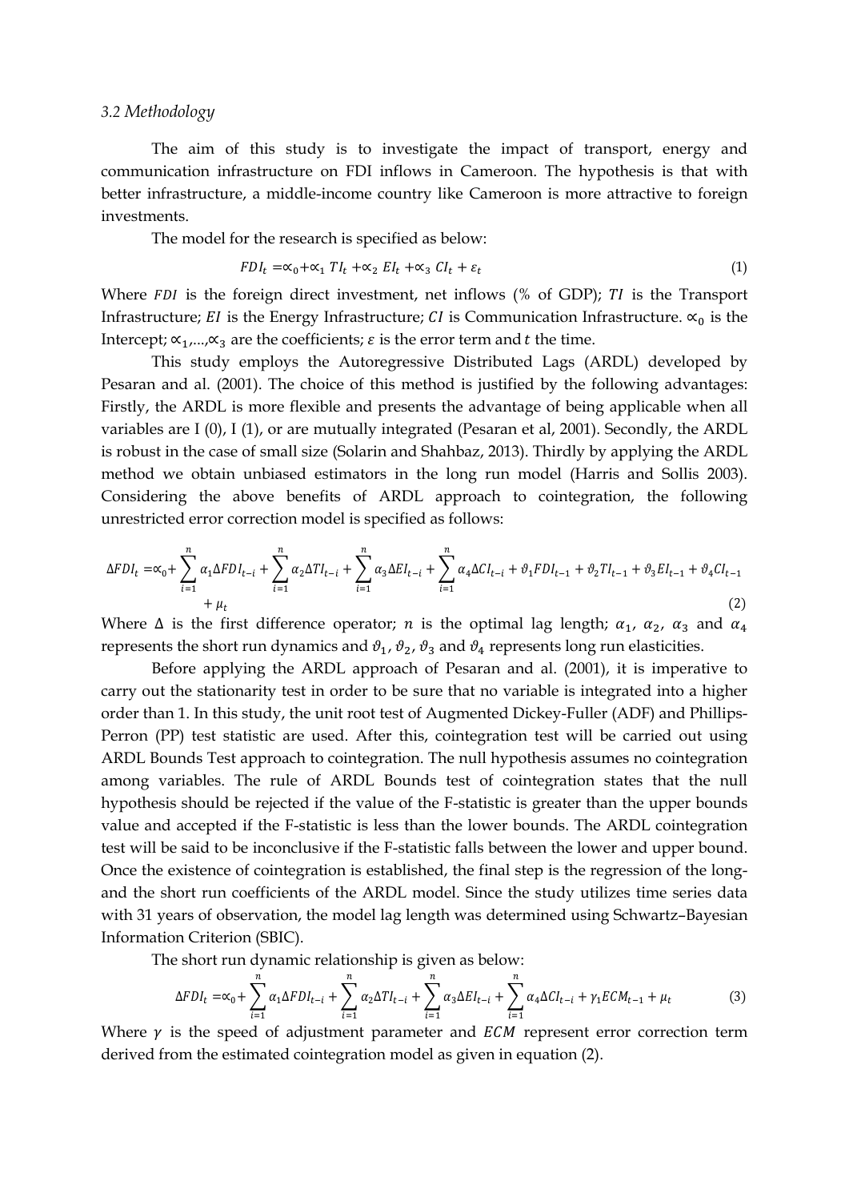*3.2 Methodology*

The aim of this study is to investigate the impact of transport, energy and communication infrastructure on FDI inflows in Cameroon. The hypothesis is that with better infrastructure, a middle-income country like Cameroon is more attractive to foreign investments.

The model for the research is specified as below:

$$FDI_t = \propto_0 + \propto_1 TI_t + \propto_2 EI_t + \propto_3 CI_t + \varepsilon_t \quad (1)$$

Where $FDI$ is the foreign direct investment, net inflows (% of GDP); $TI$ is the Transport Infrastructure; $EI$ is the Energy Infrastructure; $CI$ is Communication Infrastructure. $\propto_0$ is the Intercept; $\propto_1,...,\propto_3$ are the coefficients; $\varepsilon$ is the error term and $t$ the time.

This study employs the Autoregressive Distributed Lags (ARDL) developed by Pesaran and al. (2001). The choice of this method is justified by the following advantages: Firstly, the ARDL is more flexible and presents the advantage of being applicable when all variables are I (0), I (1), or are mutually integrated (Pesaran et al, 2001). Secondly, the ARDL is robust in the case of small size (Solarin and Shahbaz, 2013). Thirdly by applying the ARDL method we obtain unbiased estimators in the long run model (Harris and Sollis 2003). Considering the above benefits of ARDL approach to cointegration, the following unrestricted error correction model is specified as follows:

$$\Delta FDI_t = \propto_0 + \sum_{i=1}^{n} \alpha_1 \Delta FDI_{t-i} + \sum_{i=1}^{n} \alpha_2 \Delta TI_{t-i} + \sum_{i=1}^{n} \alpha_3 \Delta EI_{t-i} + \sum_{i=1}^{n} \alpha_4 \Delta CI_{t-i} + \vartheta_1 FDI_{t-1} + \vartheta_2 TI_{t-1} + \vartheta_3 EI_{t-1} + \vartheta_4 CI_{t-1} + \mu_t \quad (2)$$

Where $\Delta$ is the first difference operator; $n$ is the optimal lag length; $\alpha_1$, $\alpha_2$, $\alpha_3$ and $\alpha_4$ represents the short run dynamics and $\vartheta_1$, $\vartheta_2$, $\vartheta_3$ and $\vartheta_4$ represents long run elasticities.

Before applying the ARDL approach of Pesaran and al. (2001), it is imperative to carry out the stationarity test in order to be sure that no variable is integrated into a higher order than 1. In this study, the unit root test of Augmented Dickey-Fuller (ADF) and Phillips-Perron (PP) test statistic are used. After this, cointegration test will be carried out using ARDL Bounds Test approach to cointegration. The null hypothesis assumes no cointegration among variables. The rule of ARDL Bounds test of cointegration states that the null hypothesis should be rejected if the value of the F-statistic is greater than the upper bounds value and accepted if the F-statistic is less than the lower bounds. The ARDL cointegration test will be said to be inconclusive if the F-statistic falls between the lower and upper bound. Once the existence of cointegration is established, the final step is the regression of the long- and the short run coefficients of the ARDL model. Since the study utilizes time series data with 31 years of observation, the model lag length was determined using Schwartz–Bayesian Information Criterion (SBIC).

The short run dynamic relationship is given as below:

$$\Delta FDI_t = \propto_0 + \sum_{i=1}^{n} \alpha_1 \Delta FDI_{t-i} + \sum_{i=1}^{n} \alpha_2 \Delta TI_{t-i} + \sum_{i=1}^{n} \alpha_3 \Delta EI_{t-i} + \sum_{i=1}^{n} \alpha_4 \Delta CI_{t-i} + \gamma_1 ECM_{t-1} + \mu_t \quad (3)$$

Where $\gamma$ is the speed of adjustment parameter and $ECM$ represent error correction term derived from the estimated cointegration model as given in equation (2).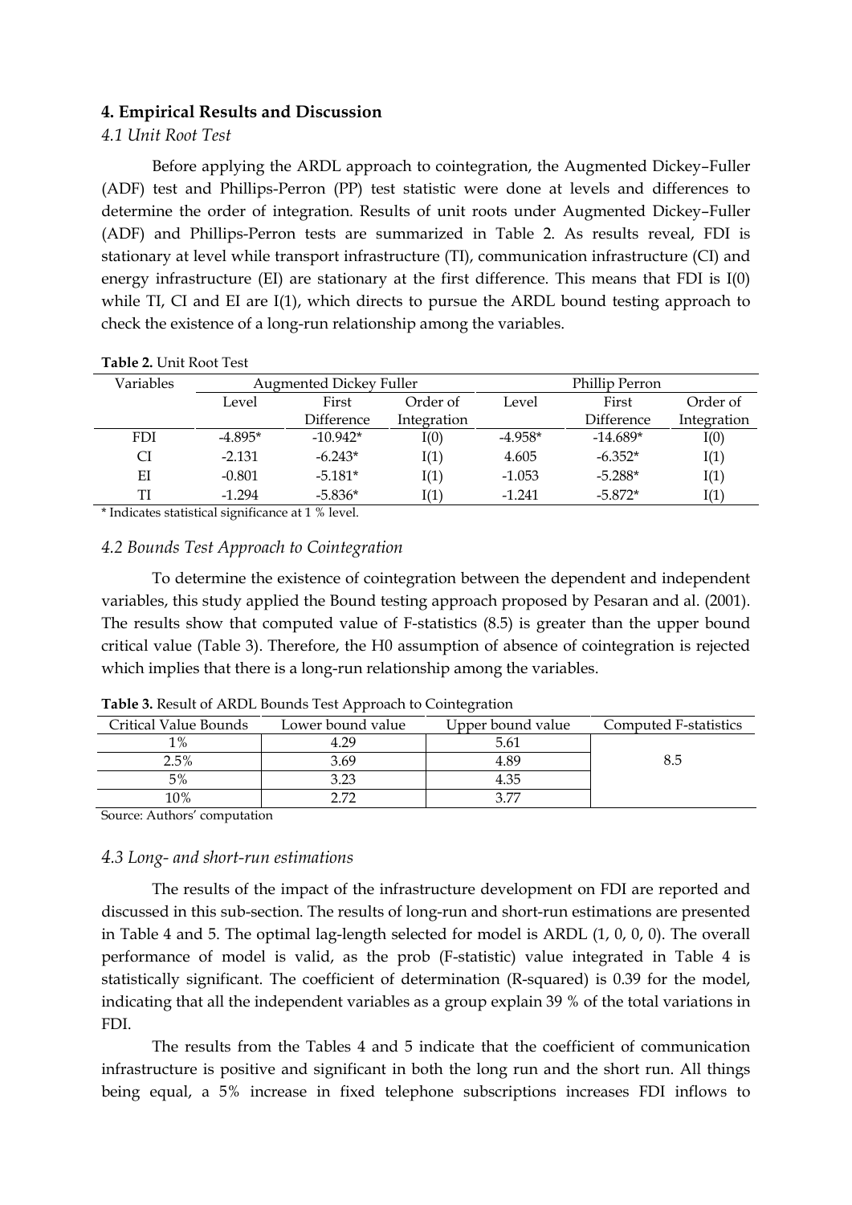## 4. Empirical Results and Discussion

### *4.1 Unit Root Test*

Before applying the ARDL approach to cointegration, the Augmented Dickey–Fuller (ADF) test and Phillips-Perron (PP) test statistic were done at levels and differences to determine the order of integration. Results of unit roots under Augmented Dickey–Fuller (ADF) and Phillips-Perron tests are summarized in Table 2. As results reveal, FDI is stationary at level while transport infrastructure (TI), communication infrastructure (CI) and energy infrastructure (EI) are stationary at the first difference. This means that FDI is I(0) while TI, CI and EI are I(1), which directs to pursue the ARDL bound testing approach to check the existence of a long-run relationship among the variables.

**Table 2.** Unit Root Test

| Variables | Augmented Dickey Fuller | | | Phillip Perron | | |
|---|---|---|---|---|---|---|
| | Level | First Difference | Order of Integration | Level | First Difference | Order of Integration |
| FDI | -4.895* | -10.942* | I(0) | -4.958* | -14.689* | I(0) |
| CI | -2.131 | -6.243* | I(1) | 4.605 | -6.352* | I(1) |
| EI | -0.801 | -5.181* | I(1) | -1.053 | -5.288* | I(1) |
| TI | -1.294 | -5.836* | I(1) | -1.241 | -5.872* | I(1) |

* Indicates statistical significance at 1 % level.

### *4.2 Bounds Test Approach to Cointegration*

To determine the existence of cointegration between the dependent and independent variables, this study applied the Bound testing approach proposed by Pesaran and al. (2001). The results show that computed value of F-statistics (8.5) is greater than the upper bound critical value (Table 3). Therefore, the H0 assumption of absence of cointegration is rejected which implies that there is a long-run relationship among the variables.

**Table 3.** Result of ARDL Bounds Test Approach to Cointegration

| Critical Value Bounds | Lower bound value | Upper bound value | Computed F-statistics |
|---|---|---|---|
| 1% | 4.29 | 5.61 | 8.5 |
| 2.5% | 3.69 | 4.89 | |
| 5% | 3.23 | 4.35 | |
| 10% | 2.72 | 3.77 | |

Source: Authors' computation

### *4.3 Long- and short-run estimations*

The results of the impact of the infrastructure development on FDI are reported and discussed in this sub-section. The results of long-run and short-run estimations are presented in Table 4 and 5. The optimal lag-length selected for model is ARDL (1, 0, 0, 0). The overall performance of model is valid, as the prob (F-statistic) value integrated in Table 4 is statistically significant. The coefficient of determination (R-squared) is 0.39 for the model, indicating that all the independent variables as a group explain 39 % of the total variations in FDI.

The results from the Tables 4 and 5 indicate that the coefficient of communication infrastructure is positive and significant in both the long run and the short run. All things being equal, a 5% increase in fixed telephone subscriptions increases FDI inflows to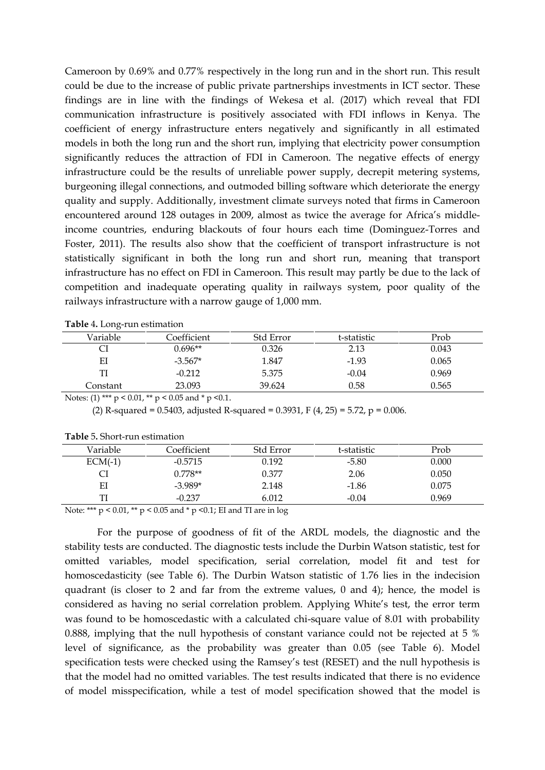Cameroon by 0.69% and 0.77% respectively in the long run and in the short run. This result could be due to the increase of public private partnerships investments in ICT sector. These findings are in line with the findings of Wekesa et al. (2017) which reveal that FDI communication infrastructure is positively associated with FDI inflows in Kenya. The coefficient of energy infrastructure enters negatively and significantly in all estimated models in both the long run and the short run, implying that electricity power consumption significantly reduces the attraction of FDI in Cameroon. The negative effects of energy infrastructure could be the results of unreliable power supply, decrepit metering systems, burgeoning illegal connections, and outmoded billing software which deteriorate the energy quality and supply. Additionally, investment climate surveys noted that firms in Cameroon encountered around 128 outages in 2009, almost as twice the average for Africa's middle-income countries, enduring blackouts of four hours each time (Dominguez-Torres and Foster, 2011). The results also show that the coefficient of transport infrastructure is not statistically significant in both the long run and short run, meaning that transport infrastructure has no effect on FDI in Cameroon. This result may partly be due to the lack of competition and inadequate operating quality in railways system, poor quality of the railways infrastructure with a narrow gauge of 1,000 mm.

**Table 4.** Long-run estimation

| Variable | Coefficient | Std Error | t-statistic | Prob |
|---|---|---|---|---|
| CI | 0.696** | 0.326 | 2.13 | 0.043 |
| EI | -3.567* | 1.847 | -1.93 | 0.065 |
| TI | -0.212 | 5.375 | -0.04 | 0.969 |
| Constant | 23.093 | 39.624 | 0.58 | 0.565 |

Notes: (1) *** $p < 0.01$, ** $p < 0.05$ and * $p < 0.1$.

(2) R-squared = 0.5403, adjusted R-squared = 0.3931, $F(4, 25) = 5.72$, $p = 0.006$.

**Table 5.** Short-run estimation

| Variable | Coefficient | Std Error | t-statistic | Prob |
|---|---|---|---|---|
| ECM(-1) | -0.5715 | 0.192 | -5.80 | 0.000 |
| CI | 0.778** | 0.377 | 2.06 | 0.050 |
| EI | -3.989* | 2.148 | -1.86 | 0.075 |
| TI | -0.237 | 6.012 | -0.04 | 0.969 |

Note: *** $p < 0.01$, ** $p < 0.05$ and * $p < 0.1$; EI and TI are in log

For the purpose of goodness of fit of the ARDL models, the diagnostic and the stability tests are conducted. The diagnostic tests include the Durbin Watson statistic, test for omitted variables, model specification, serial correlation, model fit and test for homoscedasticity (see Table 6). The Durbin Watson statistic of 1.76 lies in the indecision quadrant (is closer to 2 and far from the extreme values, 0 and 4); hence, the model is considered as having no serial correlation problem. Applying White's test, the error term was found to be homoscedastic with a calculated chi-square value of 8.01 with probability 0.888, implying that the null hypothesis of constant variance could not be rejected at 5 % level of significance, as the probability was greater than 0.05 (see Table 6). Model specification tests were checked using the Ramsey's test (RESET) and the null hypothesis is that the model had no omitted variables. The test results indicated that there is no evidence of model misspecification, while a test of model specification showed that the model is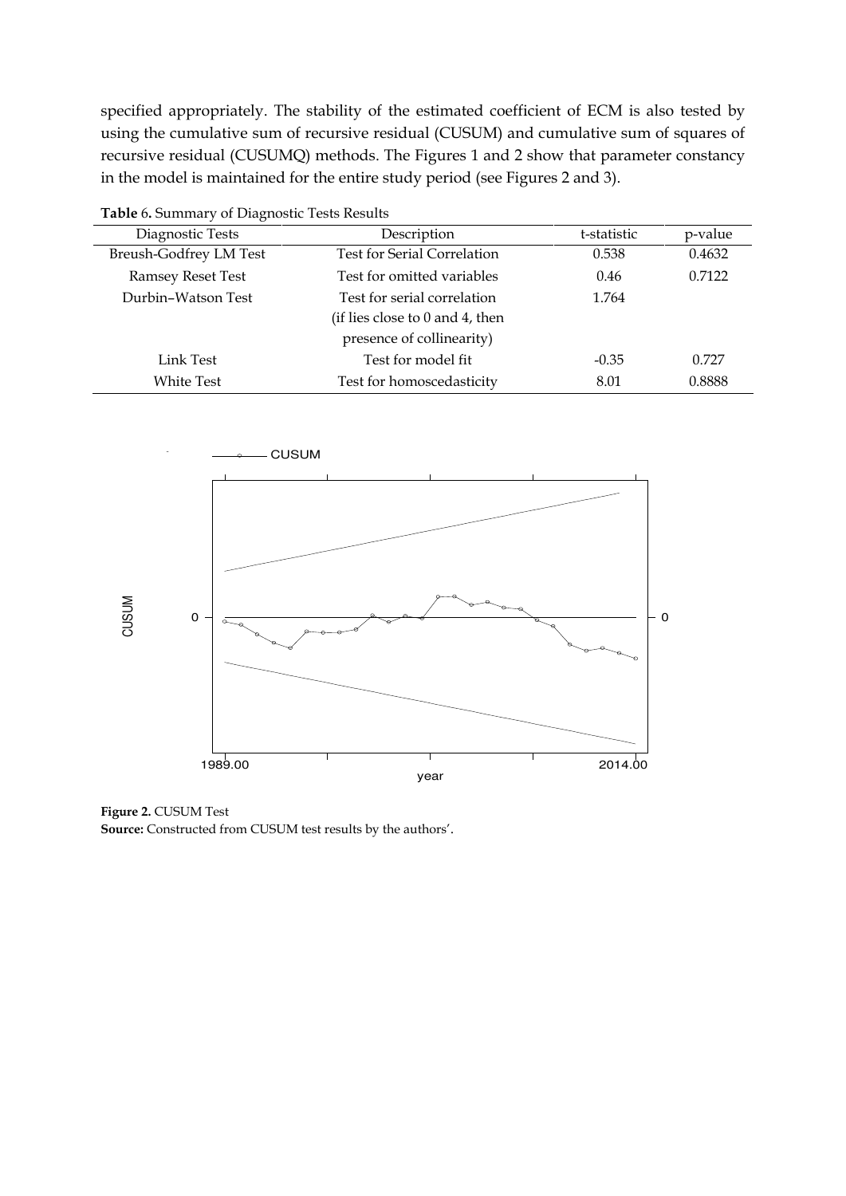specified appropriately. The stability of the estimated coefficient of ECM is also tested by using the cumulative sum of recursive residual (CUSUM) and cumulative sum of squares of recursive residual (CUSUMQ) methods. The Figures 1 and 2 show that parameter constancy in the model is maintained for the entire study period (see Figures 2 and 3).

**Table 6.** Summary of Diagnostic Tests Results

| Diagnostic Tests | Description | t-statistic | p-value |
|---|---|---|---|
| Breush-Godfrey LM Test | Test for Serial Correlation | 0.538 | 0.4632 |
| Ramsey Reset Test | Test for omitted variables | 0.46 | 0.7122 |
| Durbin–Watson Test | Test for serial correlation (if lies close to 0 and 4, then presence of collinearity) | 1.764 | |
| Link Test | Test for model fit | -0.35 | 0.727 |
| White Test | Test for homoscedasticity | 8.01 | 0.8888 |

**Figure 2.** CUSUM Test
**Source:** Constructed from CUSUM test results by the authors'.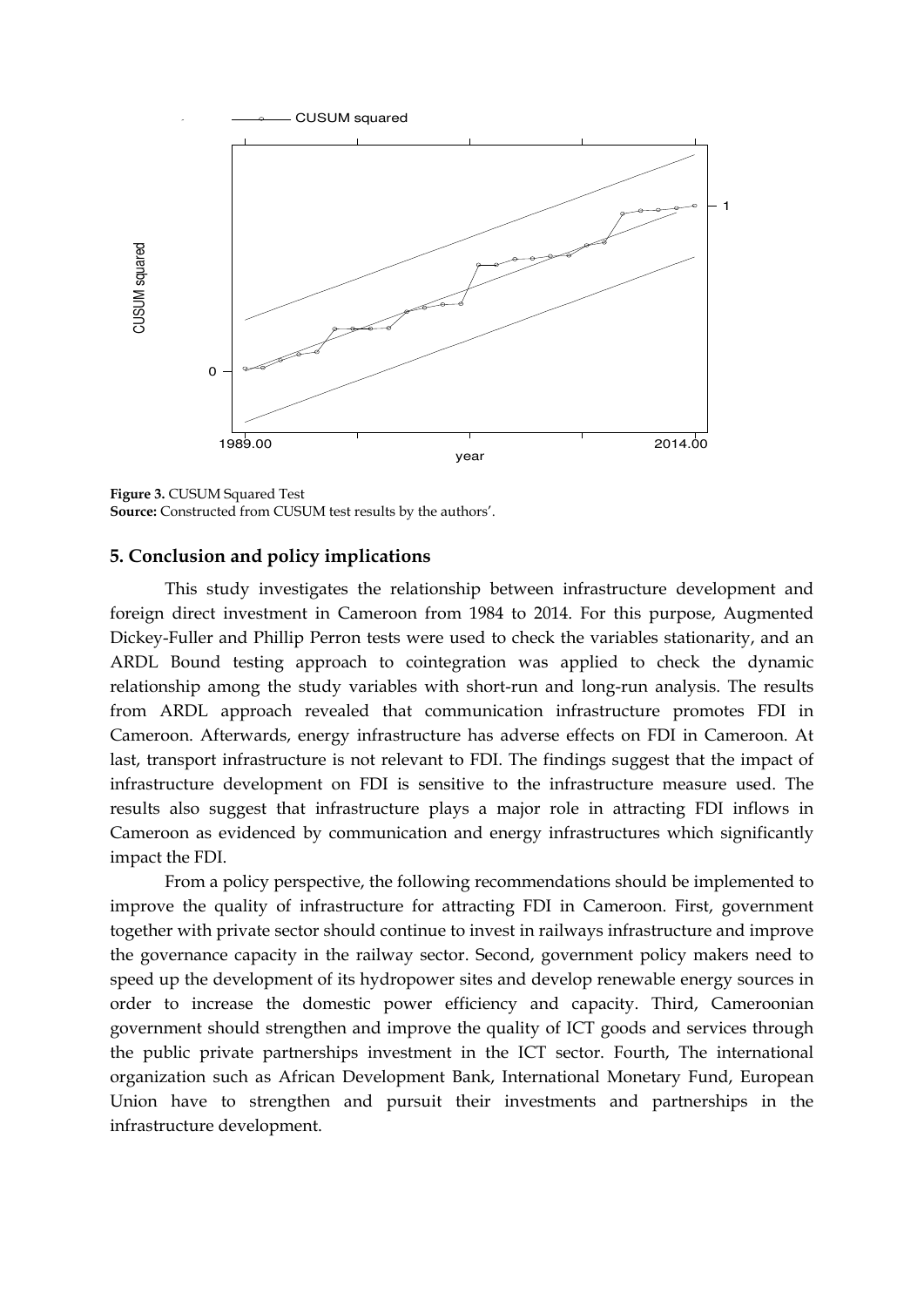**Figure 3.** CUSUM Squared Test
**Source:** Constructed from CUSUM test results by the authors'.

## 5. Conclusion and policy implications

This study investigates the relationship between infrastructure development and foreign direct investment in Cameroon from 1984 to 2014. For this purpose, Augmented Dickey-Fuller and Phillip Perron tests were used to check the variables stationarity, and an ARDL Bound testing approach to cointegration was applied to check the dynamic relationship among the study variables with short-run and long-run analysis. The results from ARDL approach revealed that communication infrastructure promotes FDI in Cameroon. Afterwards, energy infrastructure has adverse effects on FDI in Cameroon. At last, transport infrastructure is not relevant to FDI. The findings suggest that the impact of infrastructure development on FDI is sensitive to the infrastructure measure used. The results also suggest that infrastructure plays a major role in attracting FDI inflows in Cameroon as evidenced by communication and energy infrastructures which significantly impact the FDI.

From a policy perspective, the following recommendations should be implemented to improve the quality of infrastructure for attracting FDI in Cameroon. First, government together with private sector should continue to invest in railways infrastructure and improve the governance capacity in the railway sector. Second, government policy makers need to speed up the development of its hydropower sites and develop renewable energy sources in order to increase the domestic power efficiency and capacity. Third, Cameroonian government should strengthen and improve the quality of ICT goods and services through the public private partnerships investment in the ICT sector. Fourth, The international organization such as African Development Bank, International Monetary Fund, European Union have to strengthen and pursuit their investments and partnerships in the infrastructure development.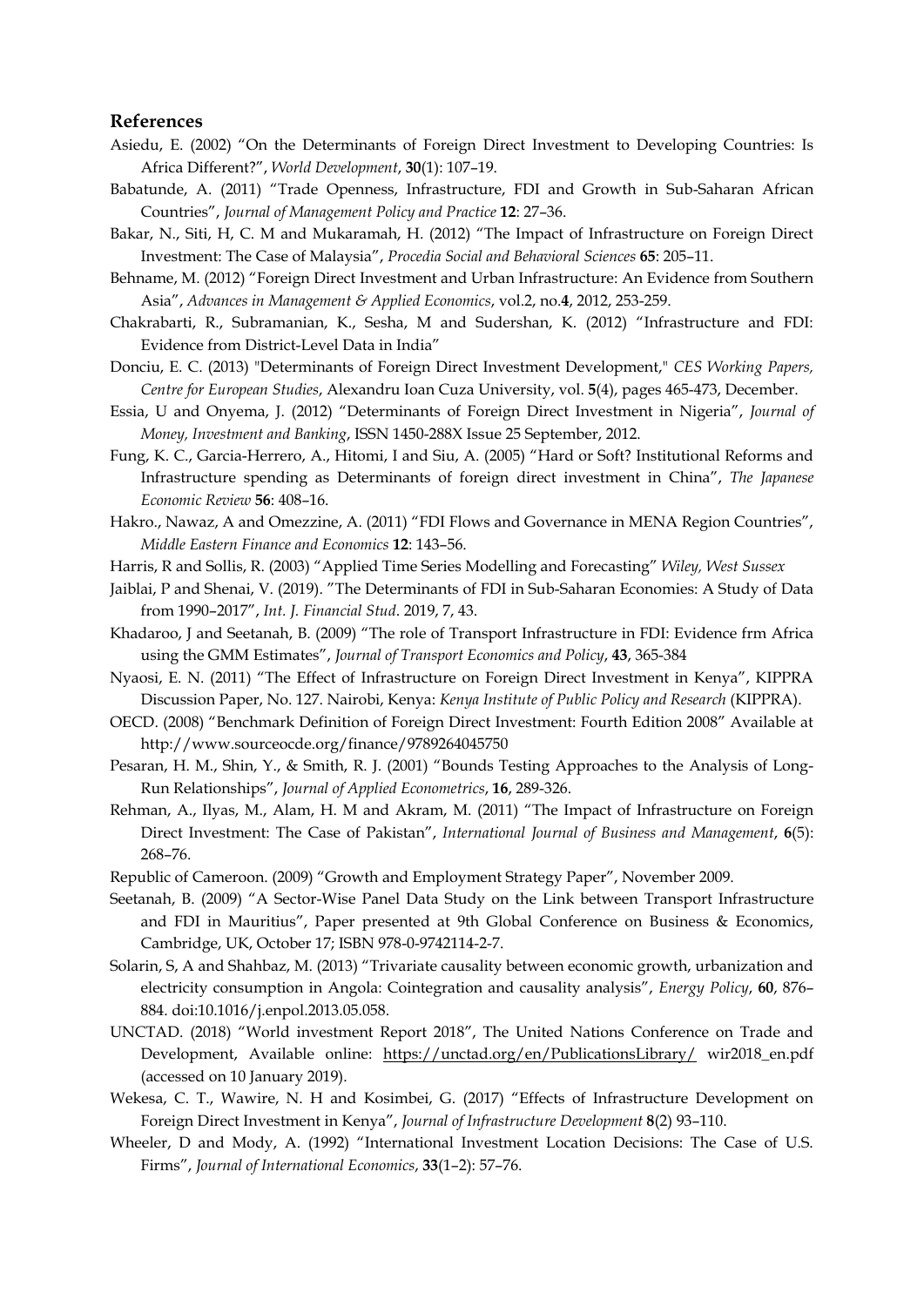## References

Asiedu, E. (2002) "On the Determinants of Foreign Direct Investment to Developing Countries: Is Africa Different?", *World Development*, **30**(1): 107–19.

Babatunde, A. (2011) "Trade Openness, Infrastructure, FDI and Growth in Sub-Saharan African Countries", *Journal of Management Policy and Practice* **12**: 27–36.

Bakar, N., Siti, H, C. M and Mukaramah, H. (2012) "The Impact of Infrastructure on Foreign Direct Investment: The Case of Malaysia", *Procedia Social and Behavioral Sciences* **65**: 205–11.

Behname, M. (2012) "Foreign Direct Investment and Urban Infrastructure: An Evidence from Southern Asia", *Advances in Management & Applied Economics*, vol.2, no.**4**, 2012, 253-259.

Chakrabarti, R., Subramanian, K., Sesha, M and Sudershan, K. (2012) "Infrastructure and FDI: Evidence from District-Level Data in India"

Donciu, E. C. (2013) "Determinants of Foreign Direct Investment Development," *CES Working Papers, Centre for European Studies*, Alexandru Ioan Cuza University, vol. **5**(4), pages 465-473, December.

Essia, U and Onyema, J. (2012) "Determinants of Foreign Direct Investment in Nigeria", *Journal of Money, Investment and Banking*, ISSN 1450-288X Issue 25 September, 2012.

Fung, K. C., Garcia-Herrero, A., Hitomi, I and Siu, A. (2005) "Hard or Soft? Institutional Reforms and Infrastructure spending as Determinants of foreign direct investment in China", *The Japanese Economic Review* **56**: 408–16.

Hakro., Nawaz, A and Omezzine, A. (2011) "FDI Flows and Governance in MENA Region Countries", *Middle Eastern Finance and Economics* **12**: 143–56.

Harris, R and Sollis, R. (2003) "Applied Time Series Modelling and Forecasting" *Wiley, West Sussex*

Jaiblai, P and Shenai, V. (2019). "The Determinants of FDI in Sub-Saharan Economies: A Study of Data from 1990–2017", *Int. J. Financial Stud*. 2019, 7, 43.

Khadaroo, J and Seetanah, B. (2009) "The role of Transport Infrastructure in FDI: Evidence frm Africa using the GMM Estimates", *Journal of Transport Economics and Policy*, **43**, 365-384

Nyaosi, E. N. (2011) "The Effect of Infrastructure on Foreign Direct Investment in Kenya", KIPPRA Discussion Paper, No. 127. Nairobi, Kenya: *Kenya Institute of Public Policy and Research* (KIPPRA).

OECD. (2008) "Benchmark Definition of Foreign Direct Investment: Fourth Edition 2008" Available at http://www.sourceocde.org/finance/9789264045750

Pesaran, H. M., Shin, Y., & Smith, R. J. (2001) "Bounds Testing Approaches to the Analysis of Long-Run Relationships", *Journal of Applied Econometrics*, **16**, 289-326.

Rehman, A., Ilyas, M., Alam, H. M and Akram, M. (2011) "The Impact of Infrastructure on Foreign Direct Investment: The Case of Pakistan", *International Journal of Business and Management*, **6**(5): 268–76.

Republic of Cameroon. (2009) "Growth and Employment Strategy Paper", November 2009.

Seetanah, B. (2009) "A Sector-Wise Panel Data Study on the Link between Transport Infrastructure and FDI in Mauritius", Paper presented at 9th Global Conference on Business & Economics, Cambridge, UK, October 17; ISBN 978-0-9742114-2-7.

Solarin, S, A and Shahbaz, M. (2013) "Trivariate causality between economic growth, urbanization and electricity consumption in Angola: Cointegration and causality analysis", *Energy Policy*, **60**, 876–884. doi:10.1016/j.enpol.2013.05.058.

UNCTAD. (2018) "World investment Report 2018", The United Nations Conference on Trade and Development, Available online: https://unctad.org/en/PublicationsLibrary/ wir2018_en.pdf (accessed on 10 January 2019).

Wekesa, C. T., Wawire, N. H and Kosimbei, G. (2017) "Effects of Infrastructure Development on Foreign Direct Investment in Kenya", *Journal of Infrastructure Development* **8**(2) 93–110.

Wheeler, D and Mody, A. (1992) "International Investment Location Decisions: The Case of U.S. Firms", *Journal of International Economics*, **33**(1–2): 57–76.